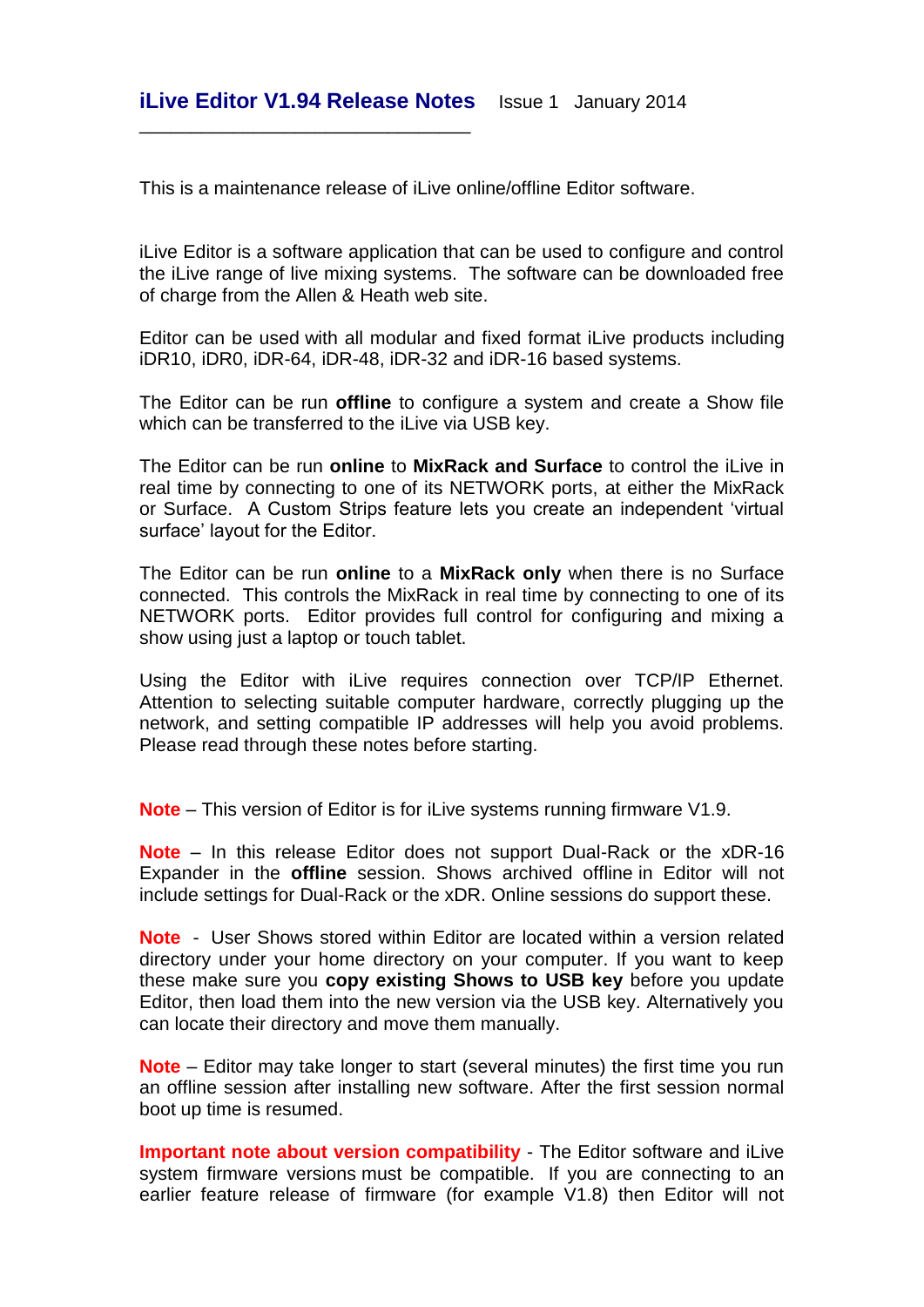# iLive Editor V1.94 Release Notes

Issue 1 January 2014

This is a maintenance release of iLive online/offline Editor software.

iLive Editor is a software application that can be used to configure and control the iLive range of live mixing systems. The software can be downloaded free of charge from the Allen & Heath web site.

Editor can be used with all modular and fixed format iLive products including iDR10, iDR0, iDR-64, iDR-48, iDR-32 and iDR-16 based systems.

The Editor can be run **offline** to configure a system and create a Show file which can be transferred to the iLive via USB key.

The Editor can be run **online** to **MixRack and Surface** to control the iLive in real time by connecting to one of its NETWORK ports, at either the MixRack or Surface. A Custom Strips feature lets you create an independent 'virtual surface' layout for the Editor.

The Editor can be run **online** to a **MixRack only** when there is no Surface connected. This controls the MixRack in real time by connecting to one of its NETWORK ports. Editor provides full control for configuring and mixing a show using just a laptop or touch tablet.

Using the Editor with iLive requires connection over TCP/IP Ethernet. Attention to selecting suitable computer hardware, correctly plugging up the network, and setting compatible IP addresses will help you avoid problems. Please read through these notes before starting.

**Note** – This version of Editor is for iLive systems running firmware V1.9.

**Note** – In this release Editor does not support Dual-Rack or the xDR-16 Expander in the **offline** session. Shows archived offline in Editor will not include settings for Dual-Rack or the xDR. Online sessions do support these.

**Note** - User Shows stored within Editor are located within a version related directory under your home directory on your computer. If you want to keep these make sure you **copy existing Shows to USB key** before you update Editor, then load them into the new version via the USB key. Alternatively you can locate their directory and move them manually.

**Note** – Editor may take longer to start (several minutes) the first time you run an offline session after installing new software. After the first session normal boot up time is resumed.

**Important note about version compatibility** - The Editor software and iLive system firmware versions must be compatible. If you are connecting to an earlier feature release of firmware (for example V1.8) then Editor will not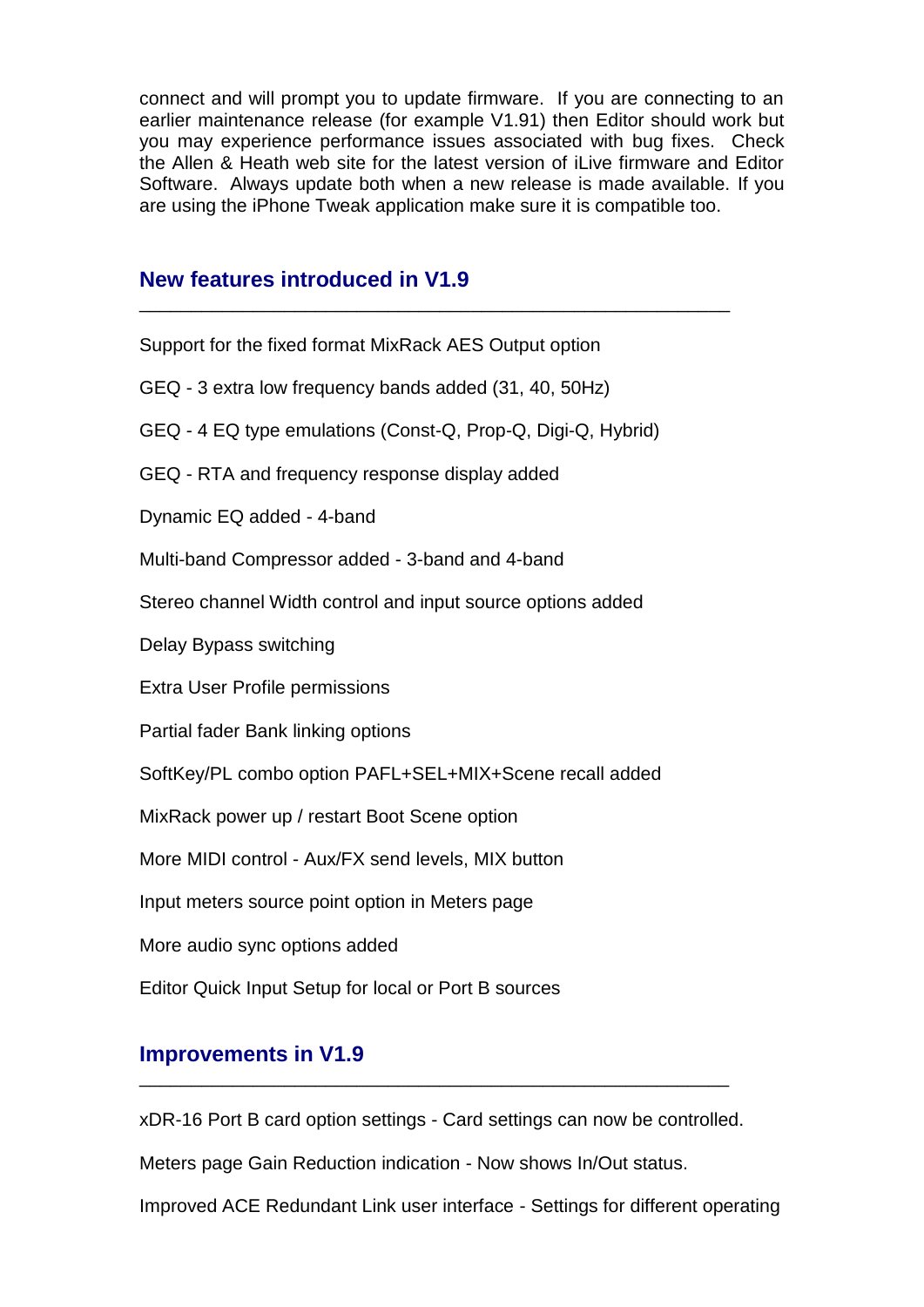connect and will prompt you to update firmware. If you are connecting to an earlier maintenance release (for example V1.91) then Editor should work but you may experience performance issues associated with bug fixes. Check the Allen & Heath web site for the latest version of iLive firmware and Editor Software. Always update both when a new release is made available. If you are using the iPhone Tweak application make sure it is compatible too.

## New features introduced in V1.9

Support for the fixed format MixRack AES Output option

GEQ - 3 extra low frequency bands added (31, 40, 50Hz)

GEQ - 4 EQ type emulations (Const-Q, Prop-Q, Digi-Q, Hybrid)

GEQ - RTA and frequency response display added

Dynamic EQ added - 4-band

Multi-band Compressor added - 3-band and 4-band

Stereo channel Width control and input source options added

Delay Bypass switching

Extra User Profile permissions

Partial fader Bank linking options

SoftKey/PL combo option PAFL+SEL+MIX+Scene recall added

MixRack power up / restart Boot Scene option

More MIDI control - Aux/FX send levels, MIX button

Input meters source point option in Meters page

More audio sync options added

Editor Quick Input Setup for local or Port B sources

## Improvements in V1.9

xDR-16 Port B card option settings - Card settings can now be controlled.

Meters page Gain Reduction indication - Now shows In/Out status.

Improved ACE Redundant Link user interface - Settings for different operating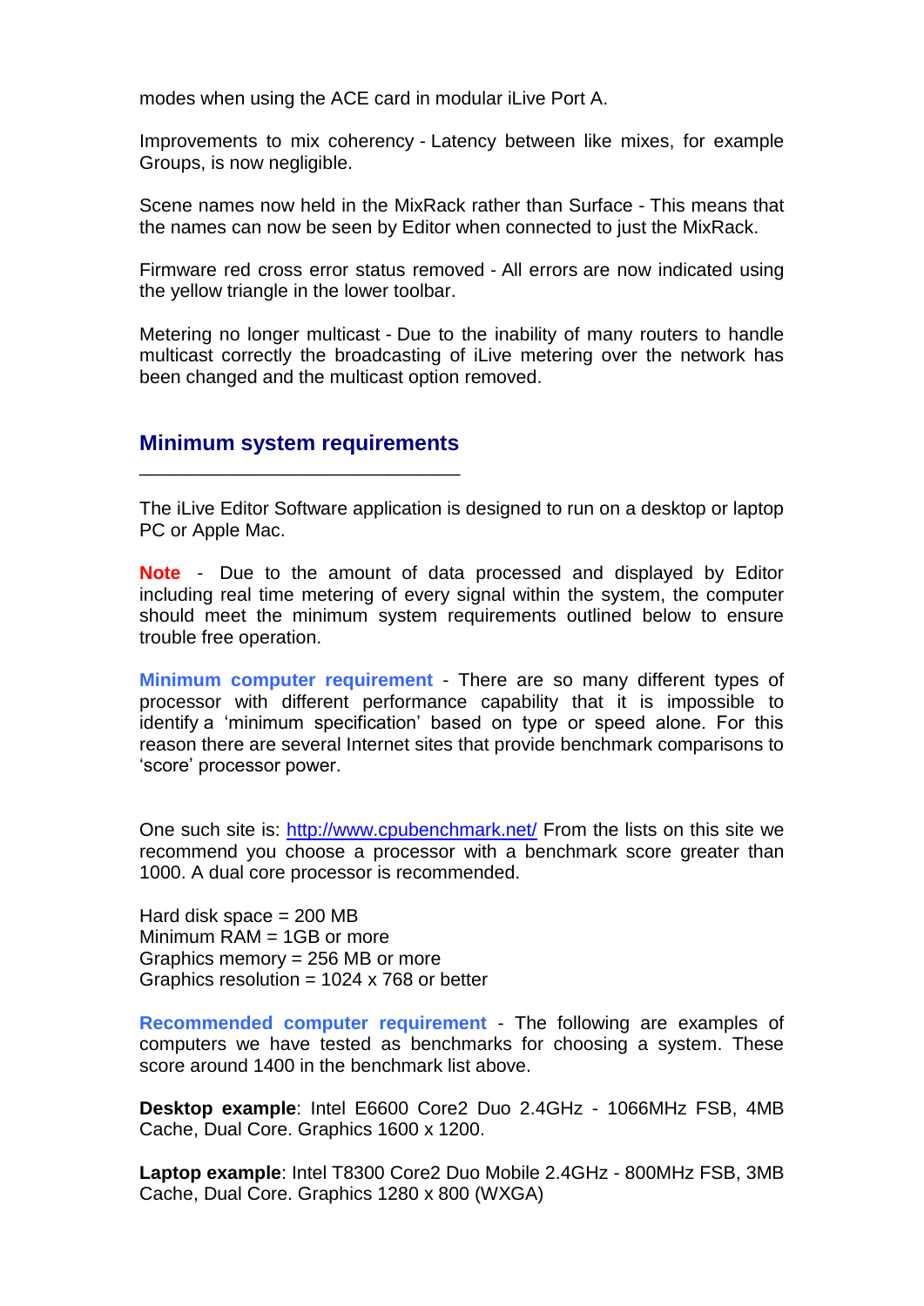modes when using the ACE card in modular iLive Port A.

Improvements to mix coherency - Latency between like mixes, for example Groups, is now negligible.

Scene names now held in the MixRack rather than Surface - This means that the names can now be seen by Editor when connected to just the MixRack.

Firmware red cross error status removed - All errors are now indicated using the yellow triangle in the lower toolbar.

Metering no longer multicast - Due to the inability of many routers to handle multicast correctly the broadcasting of iLive metering over the network has been changed and the multicast option removed.

## Minimum system requirements

The iLive Editor Software application is designed to run on a desktop or laptop PC or Apple Mac.

**Note** - Due to the amount of data processed and displayed by Editor including real time metering of every signal within the system, the computer should meet the minimum system requirements outlined below to ensure trouble free operation.

**Minimum computer requirement** - There are so many different types of processor with different performance capability that it is impossible to identify a 'minimum specification' based on type or speed alone. For this reason there are several Internet sites that provide benchmark comparisons to 'score' processor power.

One such site is: [http://www.cpubenchmark.net/](http://www.cpubenchmark.net/) From the lists on this site we recommend you choose a processor with a benchmark score greater than 1000. A dual core processor is recommended.

Hard disk space = 200 MB
Minimum RAM = 1GB or more
Graphics memory = 256 MB or more
Graphics resolution = 1024 x 768 or better

**Recommended computer requirement** - The following are examples of computers we have tested as benchmarks for choosing a system. These score around 1400 in the benchmark list above.

**Desktop example**: Intel E6600 Core2 Duo 2.4GHz - 1066MHz FSB, 4MB Cache, Dual Core. Graphics 1600 x 1200.

**Laptop example**: Intel T8300 Core2 Duo Mobile 2.4GHz - 800MHz FSB, 3MB Cache, Dual Core. Graphics 1280 x 800 (WXGA)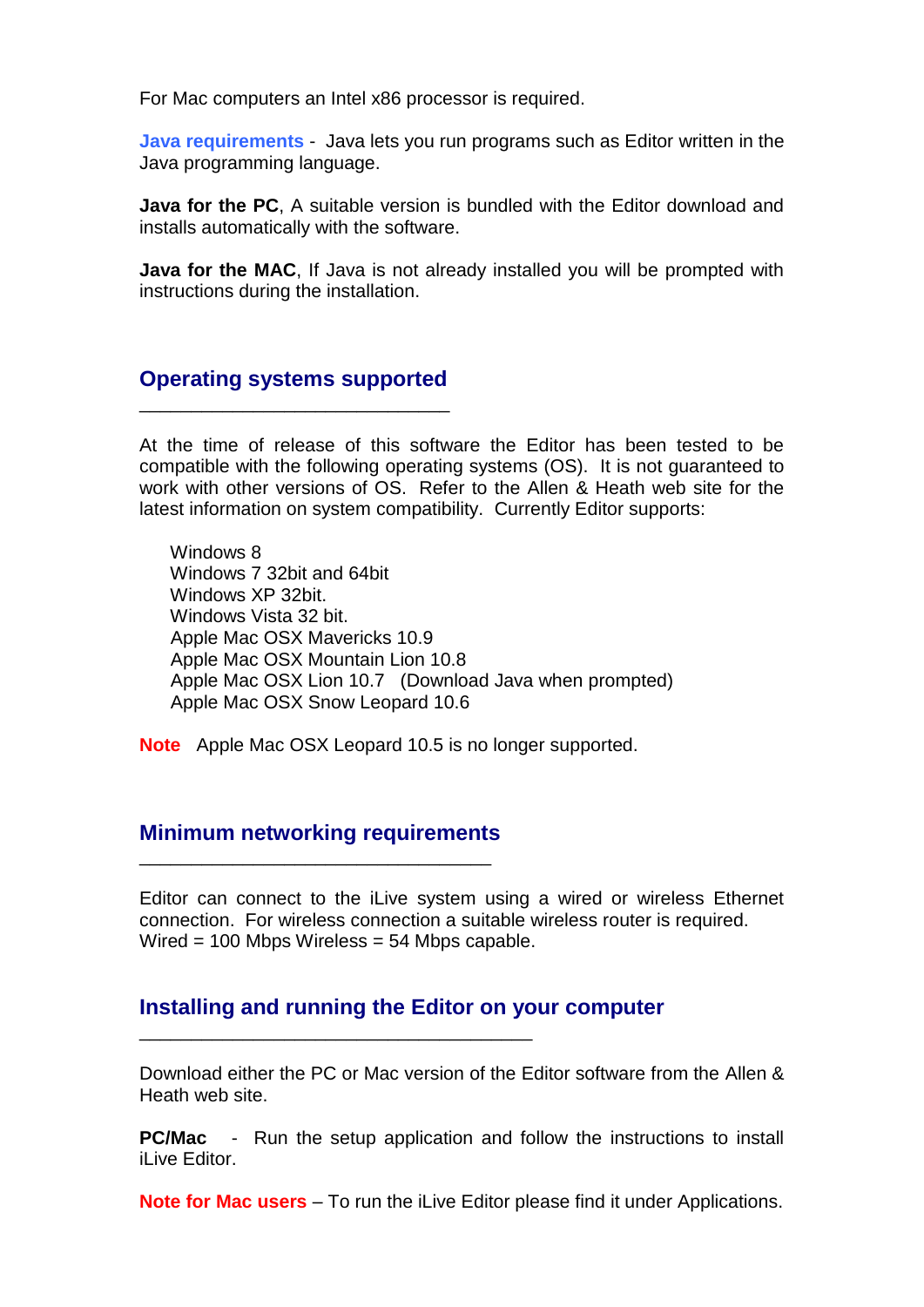For Mac computers an Intel x86 processor is required.

**Java requirements** - Java lets you run programs such as Editor written in the Java programming language.

**Java for the PC**, A suitable version is bundled with the Editor download and installs automatically with the software.

**Java for the MAC**, If Java is not already installed you will be prompted with instructions during the installation.

## Operating systems supported

At the time of release of this software the Editor has been tested to be compatible with the following operating systems (OS). It is not guaranteed to work with other versions of OS. Refer to the Allen & Heath web site for the latest information on system compatibility. Currently Editor supports:

- Windows 8
- Windows 7 32bit and 64bit
- Windows XP 32bit.
- Windows Vista 32 bit.
- Apple Mac OSX Mavericks 10.9
- Apple Mac OSX Mountain Lion 10.8
- Apple Mac OSX Lion 10.7 (Download Java when prompted)
- Apple Mac OSX Snow Leopard 10.6

**Note** Apple Mac OSX Leopard 10.5 is no longer supported.

## Minimum networking requirements

Editor can connect to the iLive system using a wired or wireless Ethernet connection. For wireless connection a suitable wireless router is required. Wired = 100 Mbps Wireless = 54 Mbps capable.

## Installing and running the Editor on your computer

Download either the PC or Mac version of the Editor software from the Allen & Heath web site.

**PC/Mac** - Run the setup application and follow the instructions to install iLive Editor.

**Note for Mac users** – To run the iLive Editor please find it under Applications.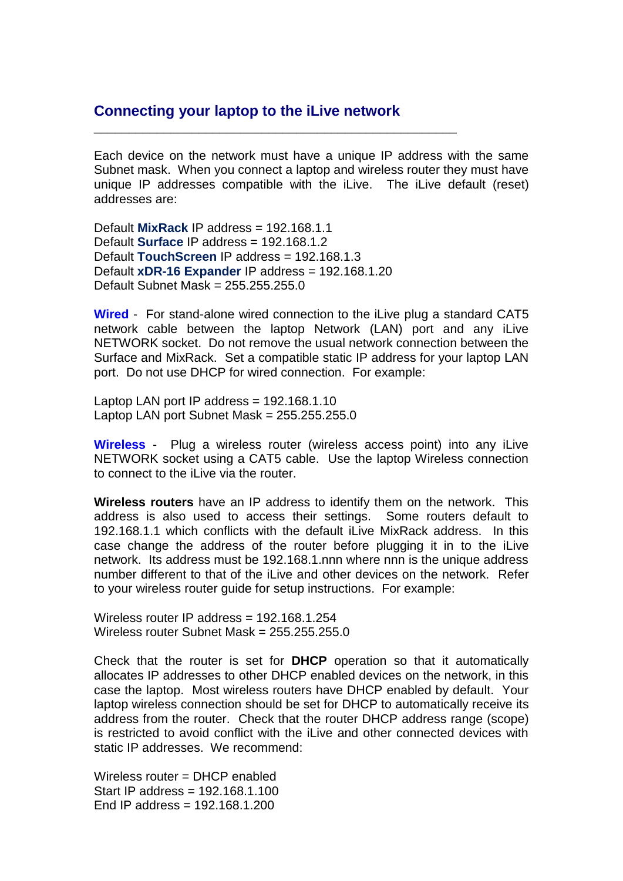## Connecting your laptop to the iLive network

---

Each device on the network must have a unique IP address with the same Subnet mask. When you connect a laptop and wireless router they must have unique IP addresses compatible with the iLive. The iLive default (reset) addresses are:

Default **MixRack** IP address = 192.168.1.1
Default **Surface** IP address = 192.168.1.2
Default **TouchScreen** IP address = 192.168.1.3
Default **xDR-16 Expander** IP address = 192.168.1.20
Default Subnet Mask = 255.255.255.0

**Wired** - For stand-alone wired connection to the iLive plug a standard CAT5 network cable between the laptop Network (LAN) port and any iLive NETWORK socket. Do not remove the usual network connection between the Surface and MixRack. Set a compatible static IP address for your laptop LAN port. Do not use DHCP for wired connection. For example:

Laptop LAN port IP address = 192.168.1.10
Laptop LAN port Subnet Mask = 255.255.255.0

**Wireless** - Plug a wireless router (wireless access point) into any iLive NETWORK socket using a CAT5 cable. Use the laptop Wireless connection to connect to the iLive via the router.

**Wireless routers** have an IP address to identify them on the network. This address is also used to access their settings. Some routers default to 192.168.1.1 which conflicts with the default iLive MixRack address. In this case change the address of the router before plugging it in to the iLive network. Its address must be 192.168.1.nnn where nnn is the unique address number different to that of the iLive and other devices on the network. Refer to your wireless router guide for setup instructions. For example:

Wireless router IP address = 192.168.1.254
Wireless router Subnet Mask = 255.255.255.0

Check that the router is set for **DHCP** operation so that it automatically allocates IP addresses to other DHCP enabled devices on the network, in this case the laptop. Most wireless routers have DHCP enabled by default. Your laptop wireless connection should be set for DHCP to automatically receive its address from the router. Check that the router DHCP address range (scope) is restricted to avoid conflict with the iLive and other connected devices with static IP addresses. We recommend:

Wireless router = DHCP enabled
Start IP address = 192.168.1.100
End IP address = 192.168.1.200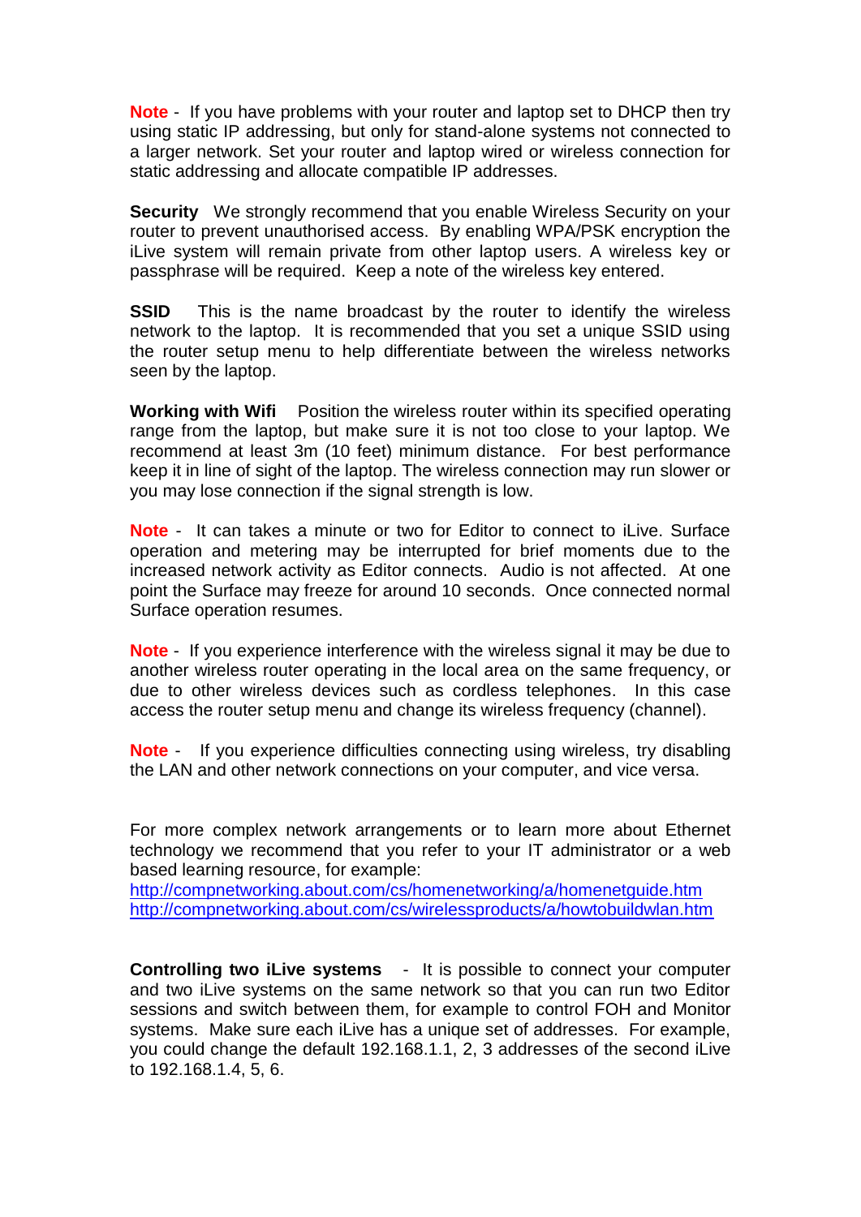**Note** - If you have problems with your router and laptop set to DHCP then try using static IP addressing, but only for stand-alone systems not connected to a larger network. Set your router and laptop wired or wireless connection for static addressing and allocate compatible IP addresses.

**Security** We strongly recommend that you enable Wireless Security on your router to prevent unauthorised access. By enabling WPA/PSK encryption the iLive system will remain private from other laptop users. A wireless key or passphrase will be required. Keep a note of the wireless key entered.

**SSID** This is the name broadcast by the router to identify the wireless network to the laptop. It is recommended that you set a unique SSID using the router setup menu to help differentiate between the wireless networks seen by the laptop.

**Working with Wifi** Position the wireless router within its specified operating range from the laptop, but make sure it is not too close to your laptop. We recommend at least 3m (10 feet) minimum distance. For best performance keep it in line of sight of the laptop. The wireless connection may run slower or you may lose connection if the signal strength is low.

**Note** - It can takes a minute or two for Editor to connect to iLive. Surface operation and metering may be interrupted for brief moments due to the increased network activity as Editor connects. Audio is not affected. At one point the Surface may freeze for around 10 seconds. Once connected normal Surface operation resumes.

**Note** - If you experience interference with the wireless signal it may be due to another wireless router operating in the local area on the same frequency, or due to other wireless devices such as cordless telephones. In this case access the router setup menu and change its wireless frequency (channel).

**Note** - If you experience difficulties connecting using wireless, try disabling the LAN and other network connections on your computer, and vice versa.

For more complex network arrangements or to learn more about Ethernet technology we recommend that you refer to your IT administrator or a web based learning resource, for example:
http://compnetworking.about.com/cs/homenetworking/a/homenetguide.htm
http://compnetworking.about.com/cs/wirelessproducts/a/howtobuildwlan.htm

**Controlling two iLive systems** - It is possible to connect your computer and two iLive systems on the same network so that you can run two Editor sessions and switch between them, for example to control FOH and Monitor systems. Make sure each iLive has a unique set of addresses. For example, you could change the default 192.168.1.1, 2, 3 addresses of the second iLive to 192.168.1.4, 5, 6.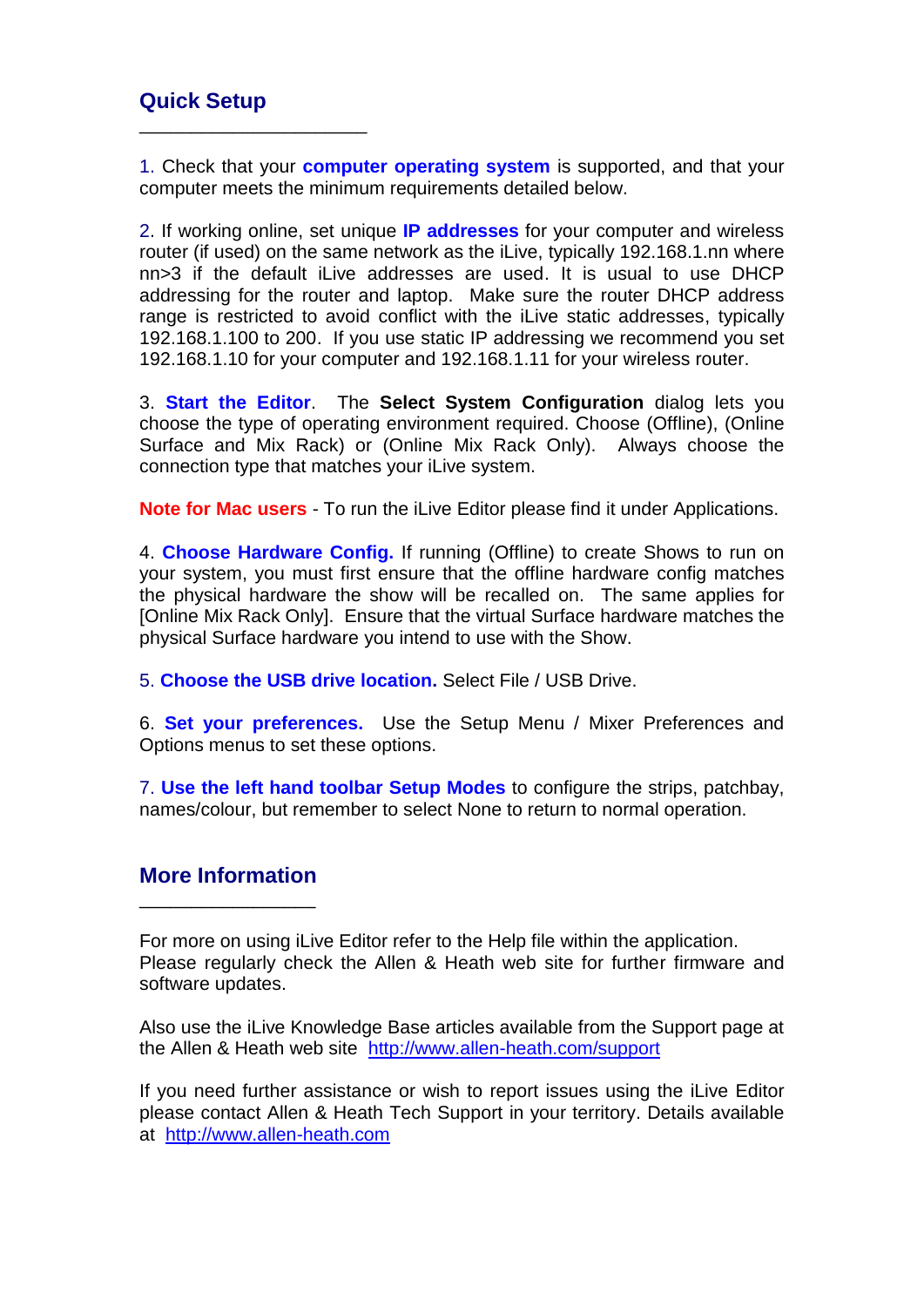## Quick Setup

1. Check that your **computer operating system** is supported, and that your computer meets the minimum requirements detailed below.

2. If working online, set unique **IP addresses** for your computer and wireless router (if used) on the same network as the iLive, typically 192.168.1.nn where nn>3 if the default iLive addresses are used. It is usual to use DHCP addressing for the router and laptop. Make sure the router DHCP address range is restricted to avoid conflict with the iLive static addresses, typically 192.168.1.100 to 200. If you use static IP addressing we recommend you set 192.168.1.10 for your computer and 192.168.1.11 for your wireless router.

3. **Start the Editor**. The **Select System Configuration** dialog lets you choose the type of operating environment required. Choose (Offline), (Online Surface and Mix Rack) or (Online Mix Rack Only). Always choose the connection type that matches your iLive system.

**Note for Mac users** - To run the iLive Editor please find it under Applications.

4. **Choose Hardware Config.** If running (Offline) to create Shows to run on your system, you must first ensure that the offline hardware config matches the physical hardware the show will be recalled on. The same applies for [Online Mix Rack Only]. Ensure that the virtual Surface hardware matches the physical Surface hardware you intend to use with the Show.

5. **Choose the USB drive location.** Select File / USB Drive.

6. **Set your preferences.** Use the Setup Menu / Mixer Preferences and Options menus to set these options.

7. **Use the left hand toolbar Setup Modes** to configure the strips, patchbay, names/colour, but remember to select None to return to normal operation.

## More Information

For more on using iLive Editor refer to the Help file within the application. Please regularly check the Allen & Heath web site for further firmware and software updates.

Also use the iLive Knowledge Base articles available from the Support page at the Allen & Heath web site http://www.allen-heath.com/support

If you need further assistance or wish to report issues using the iLive Editor please contact Allen & Heath Tech Support in your territory. Details available at http://www.allen-heath.com